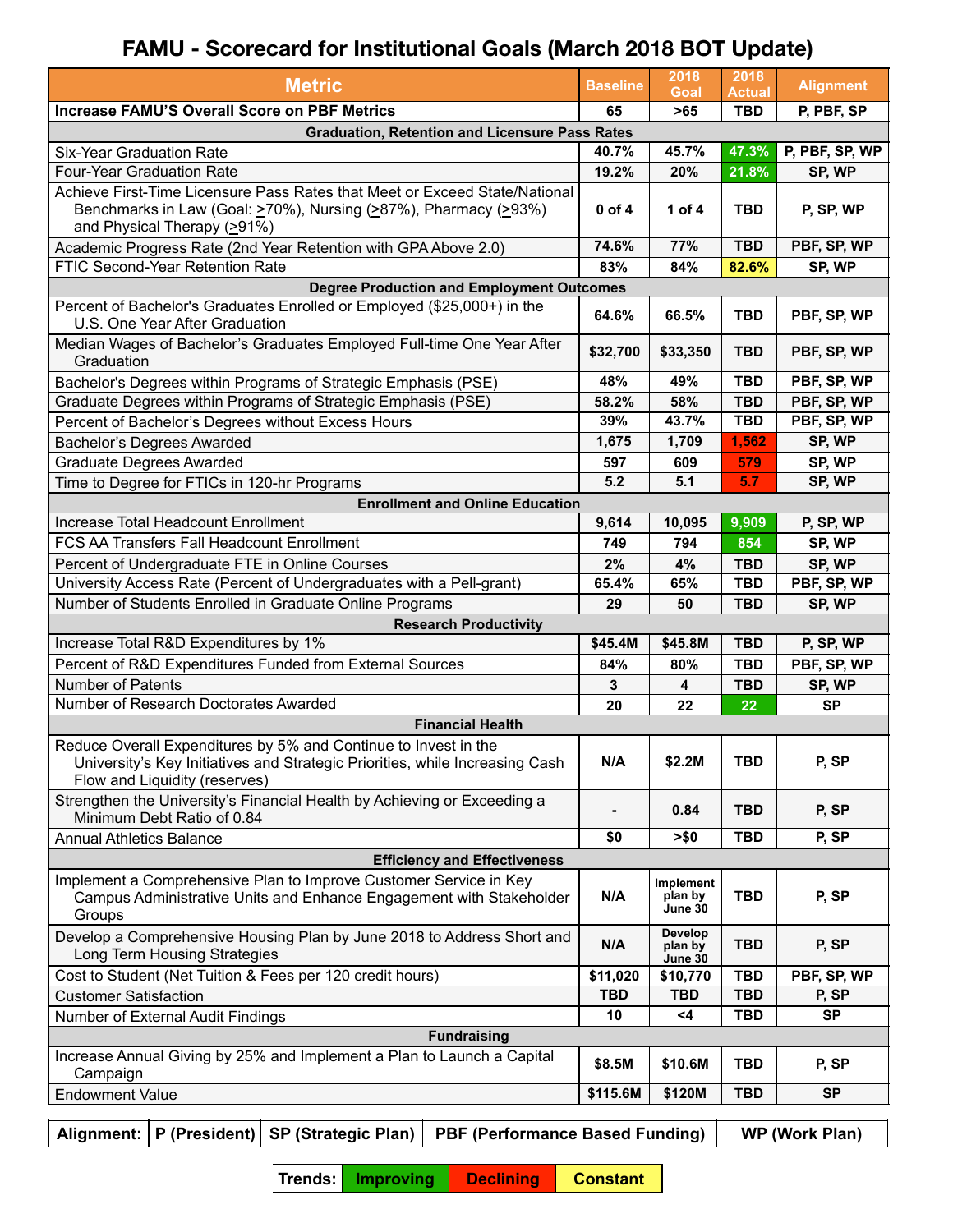# FAMU - Scorecard for Institutional Goals (March 2018 BOT Update)

| Metric | Baseline | 2018 Goal | 2018 Actual | Alignment |
|---|---|---|---|---|
| **Increase FAMU'S Overall Score on PBF Metrics** | 65 | >65 | TBD | P, PBF, SP |
| **Graduation, Retention and Licensure Pass Rates** | | | | |
| Six-Year Graduation Rate | 40.7% | 45.7% | 47.3% | P, PBF, SP, WP |
| Four-Year Graduation Rate | 19.2% | 20% | 21.8% | SP, WP |
| Achieve First-Time Licensure Pass Rates that Meet or Exceed State/National Benchmarks in Law (Goal: ≥70%), Nursing (≥87%), Pharmacy (≥93%) and Physical Therapy (≥91%) | 0 of 4 | 1 of 4 | TBD | P, SP, WP |
| Academic Progress Rate (2nd Year Retention with GPA Above 2.0) | 74.6% | 77% | TBD | PBF, SP, WP |
| FTIC Second-Year Retention Rate | 83% | 84% | 82.6% | SP, WP |
| **Degree Production and Employment Outcomes** | | | | |
| Percent of Bachelor's Graduates Enrolled or Employed ($25,000+) in the U.S. One Year After Graduation | 64.6% | 66.5% | TBD | PBF, SP, WP |
| Median Wages of Bachelor's Graduates Employed Full-time One Year After Graduation | $32,700 | $33,350 | TBD | PBF, SP, WP |
| Bachelor's Degrees within Programs of Strategic Emphasis (PSE) | 48% | 49% | TBD | PBF, SP, WP |
| Graduate Degrees within Programs of Strategic Emphasis (PSE) | 58.2% | 58% | TBD | PBF, SP, WP |
| Percent of Bachelor's Degrees without Excess Hours | 39% | 43.7% | TBD | PBF, SP, WP |
| Bachelor's Degrees Awarded | 1,675 | 1,709 | 1,562 | SP, WP |
| Graduate Degrees Awarded | 597 | 609 | 579 | SP, WP |
| Time to Degree for FTICs in 120-hr Programs | 5.2 | 5.1 | 5.7 | SP, WP |
| **Enrollment and Online Education** | | | | |
| Increase Total Headcount Enrollment | 9,614 | 10,095 | 9,909 | P, SP, WP |
| FCS AA Transfers Fall Headcount Enrollment | 749 | 794 | 854 | SP, WP |
| Percent of Undergraduate FTE in Online Courses | 2% | 4% | TBD | SP, WP |
| University Access Rate (Percent of Undergraduates with a Pell-grant) | 65.4% | 65% | TBD | PBF, SP, WP |
| Number of Students Enrolled in Graduate Online Programs | 29 | 50 | TBD | SP, WP |
| **Research Productivity** | | | | |
| Increase Total R&D Expenditures by 1% | $45.4M | $45.8M | TBD | P, SP, WP |
| Percent of R&D Expenditures Funded from External Sources | 84% | 80% | TBD | PBF, SP, WP |
| Number of Patents | 3 | 4 | TBD | SP, WP |
| Number of Research Doctorates Awarded | 20 | 22 | 22 | SP |
| **Financial Health** | | | | |
| Reduce Overall Expenditures by 5% and Continue to Invest in the University's Key Initiatives and Strategic Priorities, while Increasing Cash Flow and Liquidity (reserves) | N/A | $2.2M | TBD | P, SP |
| Strengthen the University's Financial Health by Achieving or Exceeding a Minimum Debt Ratio of 0.84 | - | 0.84 | TBD | P, SP |
| Annual Athletics Balance | $0 | >$0 | TBD | P, SP |
| **Efficiency and Effectiveness** | | | | |
| Implement a Comprehensive Plan to Improve Customer Service in Key Campus Administrative Units and Enhance Engagement with Stakeholder Groups | N/A | Implement plan by June 30 | TBD | P, SP |
| Develop a Comprehensive Housing Plan by June 2018 to Address Short and Long Term Housing Strategies | N/A | Develop plan by June 30 | TBD | P, SP |
| Cost to Student (Net Tuition & Fees per 120 credit hours) | $11,020 | $10,770 | TBD | PBF, SP, WP |
| Customer Satisfaction | TBD | TBD | TBD | P, SP |
| Number of External Audit Findings | 10 | <4 | TBD | SP |
| **Fundraising** | | | | |
| Increase Annual Giving by 25% and Implement a Plan to Launch a Capital Campaign | $8.5M | $10.6M | TBD | P, SP |
| Endowment Value | $115.6M | $120M | TBD | SP |

| Alignment: | P (President) | SP (Strategic Plan) | PBF (Performance Based Funding) | WP (Work Plan) |
|---|---|---|---|---|

| Trends: | Improving | Declining | Constant |
|---|---|---|---|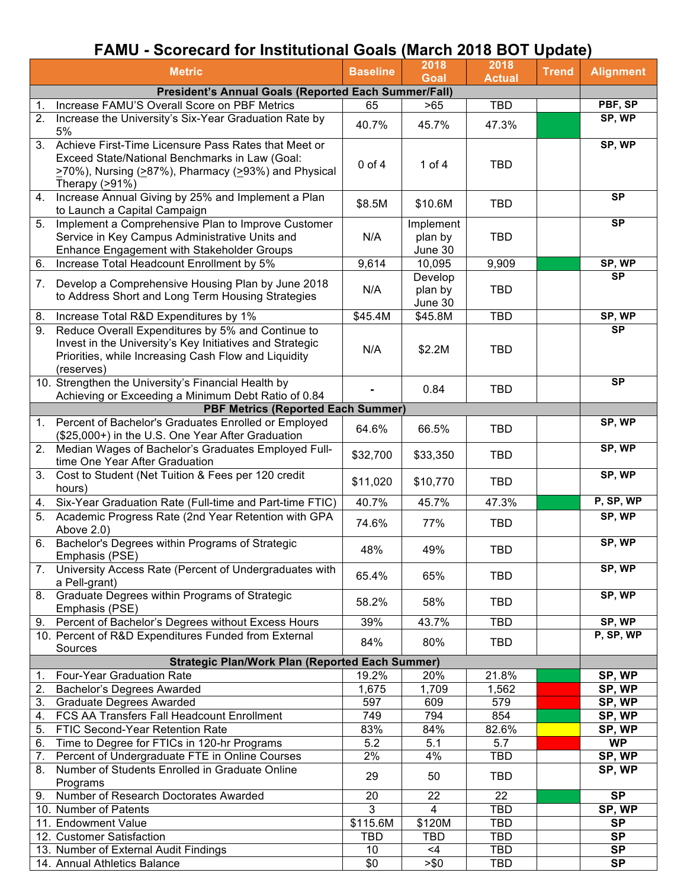# FAMU - Scorecard for Institutional Goals (March 2018 BOT Update)

| Metric | Baseline | 2018 Goal | 2018 Actual | Trend | Alignment |
|---|---|---|---|---|---|
| **President's Annual Goals (Reported Each Summer/Fall)** | | | | | |
| 1. Increase FAMU'S Overall Score on PBF Metrics | 65 | >65 | TBD | | **PBF, SP** |
| 2. Increase the University's Six-Year Graduation Rate by 5% | 40.7% | 45.7% | 47.3% | | **SP, WP** |
| 3. Achieve First-Time Licensure Pass Rates that Meet or Exceed State/National Benchmarks in Law (Goal: >70%), Nursing (>87%), Pharmacy (>93%) and Physical Therapy (>91%) | 0 of 4 | 1 of 4 | TBD | | **SP, WP** |
| 4. Increase Annual Giving by 25% and Implement a Plan to Launch a Capital Campaign | $8.5M | $10.6M | TBD | | **SP** |
| 5. Implement a Comprehensive Plan to Improve Customer Service in Key Campus Administrative Units and Enhance Engagement with Stakeholder Groups | N/A | Implement plan by June 30 | TBD | | **SP** |
| 6. Increase Total Headcount Enrollment by 5% | 9,614 | 10,095 | 9,909 | | **SP, WP** |
| 7. Develop a Comprehensive Housing Plan by June 2018 to Address Short and Long Term Housing Strategies | N/A | Develop plan by June 30 | TBD | | **SP** |
| 8. Increase Total R&D Expenditures by 1% | $45.4M | $45.8M | TBD | | **SP, WP** |
| 9. Reduce Overall Expenditures by 5% and Continue to Invest in the University's Key Initiatives and Strategic Priorities, while Increasing Cash Flow and Liquidity (reserves) | N/A | $2.2M | TBD | | **SP** |
| 10. Strengthen the University's Financial Health by Achieving or Exceeding a Minimum Debt Ratio of 0.84 | - | 0.84 | TBD | | **SP** |
| **PBF Metrics (Reported Each Summer)** | | | | | |
| 1. Percent of Bachelor's Graduates Enrolled or Employed ($25,000+) in the U.S. One Year After Graduation | 64.6% | 66.5% | TBD | | **SP, WP** |
| 2. Median Wages of Bachelor's Graduates Employed Full-time One Year After Graduation | $32,700 | $33,350 | TBD | | **SP, WP** |
| 3. Cost to Student (Net Tuition & Fees per 120 credit hours) | $11,020 | $10,770 | TBD | | **SP, WP** |
| 4. Six-Year Graduation Rate (Full-time and Part-time FTIC) | 40.7% | 45.7% | 47.3% | | **P, SP, WP** |
| 5. Academic Progress Rate (2nd Year Retention with GPA Above 2.0) | 74.6% | 77% | TBD | | **SP, WP** |
| 6. Bachelor's Degrees within Programs of Strategic Emphasis (PSE) | 48% | 49% | TBD | | **SP, WP** |
| 7. University Access Rate (Percent of Undergraduates with a Pell-grant) | 65.4% | 65% | TBD | | **SP, WP** |
| 8. Graduate Degrees within Programs of Strategic Emphasis (PSE) | 58.2% | 58% | TBD | | **SP, WP** |
| 9. Percent of Bachelor's Degrees without Excess Hours | 39% | 43.7% | TBD | | **SP, WP** |
| 10. Percent of R&D Expenditures Funded from External Sources | 84% | 80% | TBD | | **P, SP, WP** |
| **Strategic Plan/Work Plan (Reported Each Summer)** | | | | | |
| 1. Four-Year Graduation Rate | 19.2% | 20% | 21.8% | | **SP, WP** |
| 2. Bachelor's Degrees Awarded | 1,675 | 1,709 | 1,562 | | **SP, WP** |
| 3. Graduate Degrees Awarded | 597 | 609 | 579 | | **SP, WP** |
| 4. FCS AA Transfers Fall Headcount Enrollment | 749 | 794 | 854 | | **SP, WP** |
| 5. FTIC Second-Year Retention Rate | 83% | 84% | 82.6% | | **SP, WP** |
| 6. Time to Degree for FTICs in 120-hr Programs | 5.2 | 5.1 | 5.7 | | **WP** |
| 7. Percent of Undergraduate FTE in Online Courses | 2% | 4% | TBD | | **SP, WP** |
| 8. Number of Students Enrolled in Graduate Online Programs | 29 | 50 | TBD | | **SP, WP** |
| 9. Number of Research Doctorates Awarded | 20 | 22 | 22 | | **SP** |
| 10. Number of Patents | 3 | 4 | TBD | | **SP, WP** |
| 11. Endowment Value | $115.6M | $120M | TBD | | **SP** |
| 12. Customer Satisfaction | TBD | TBD | TBD | | **SP** |
| 13. Number of External Audit Findings | 10 | <4 | TBD | | **SP** |
| 14. Annual Athletics Balance | $0 | >$0 | TBD | | **SP** |